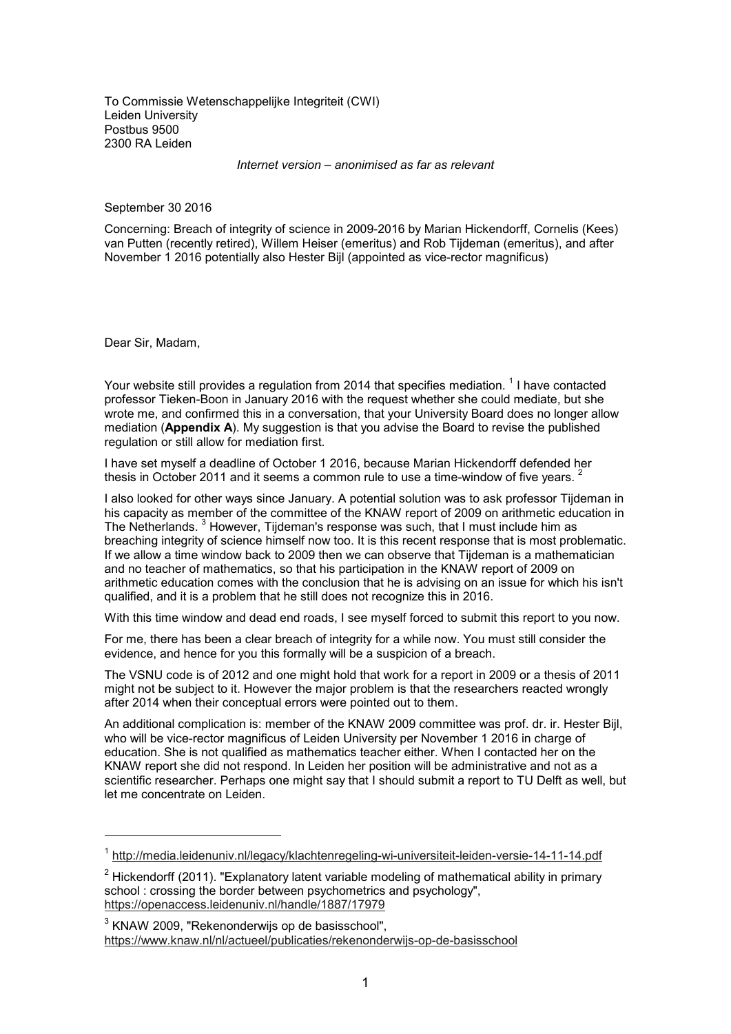To Commissie Wetenschappelijke Integriteit (CWI)
Leiden University
Postbus 9500
2300 RA Leiden

*Internet version – anonimised as far as relevant*

September 30 2016

Concerning: Breach of integrity of science in 2009-2016 by Marian Hickendorff, Cornelis (Kees) van Putten (recently retired), Willem Heiser (emeritus) and Rob Tijdeman (emeritus), and after November 1 2016 potentially also Hester Bijl (appointed as vice-rector magnificus)

Dear Sir, Madam,

Your website still provides a regulation from 2014 that specifies mediation. [1] I have contacted professor Tieken-Boon in January 2016 with the request whether she could mediate, but she wrote me, and confirmed this in a conversation, that your University Board does no longer allow mediation (**Appendix A**). My suggestion is that you advise the Board to revise the published regulation or still allow for mediation first.

I have set myself a deadline of October 1 2016, because Marian Hickendorff defended her thesis in October 2011 and it seems a common rule to use a time-window of five years. [2]

I also looked for other ways since January. A potential solution was to ask professor Tijdeman in his capacity as member of the committee of the KNAW report of 2009 on arithmetic education in The Netherlands. [3] However, Tijdeman's response was such, that I must include him as breaching integrity of science himself now too. It is this recent response that is most problematic. If we allow a time window back to 2009 then we can observe that Tijdeman is a mathematician and no teacher of mathematics, so that his participation in the KNAW report of 2009 on arithmetic education comes with the conclusion that he is advising on an issue for which his isn't qualified, and it is a problem that he still does not recognize this in 2016.

With this time window and dead end roads, I see myself forced to submit this report to you now.

For me, there has been a clear breach of integrity for a while now. You must still consider the evidence, and hence for you this formally will be a suspicion of a breach.

The VSNU code is of 2012 and one might hold that work for a report in 2009 or a thesis of 2011 might not be subject to it. However the major problem is that the researchers reacted wrongly after 2014 when their conceptual errors were pointed out to them.

An additional complication is: member of the KNAW 2009 committee was prof. dr. ir. Hester Bijl, who will be vice-rector magnificus of Leiden University per November 1 2016 in charge of education. She is not qualified as mathematics teacher either. When I contacted her on the KNAW report she did not respond. In Leiden her position will be administrative and not as a scientific researcher. Perhaps one might say that I should submit a report to TU Delft as well, but let me concentrate on Leiden.

---

[1] http://media.leidenuniv.nl/legacy/klachtenregeling-wi-universiteit-leiden-versie-14-11-14.pdf

[2] Hickendorff (2011). "Explanatory latent variable modeling of mathematical ability in primary school : crossing the border between psychometrics and psychology", https://openaccess.leidenuniv.nl/handle/1887/17979

[3] KNAW 2009, "Rekenonderwijs op de basisschool", https://www.knaw.nl/nl/actueel/publicaties/rekenonderwijs-op-de-basisschool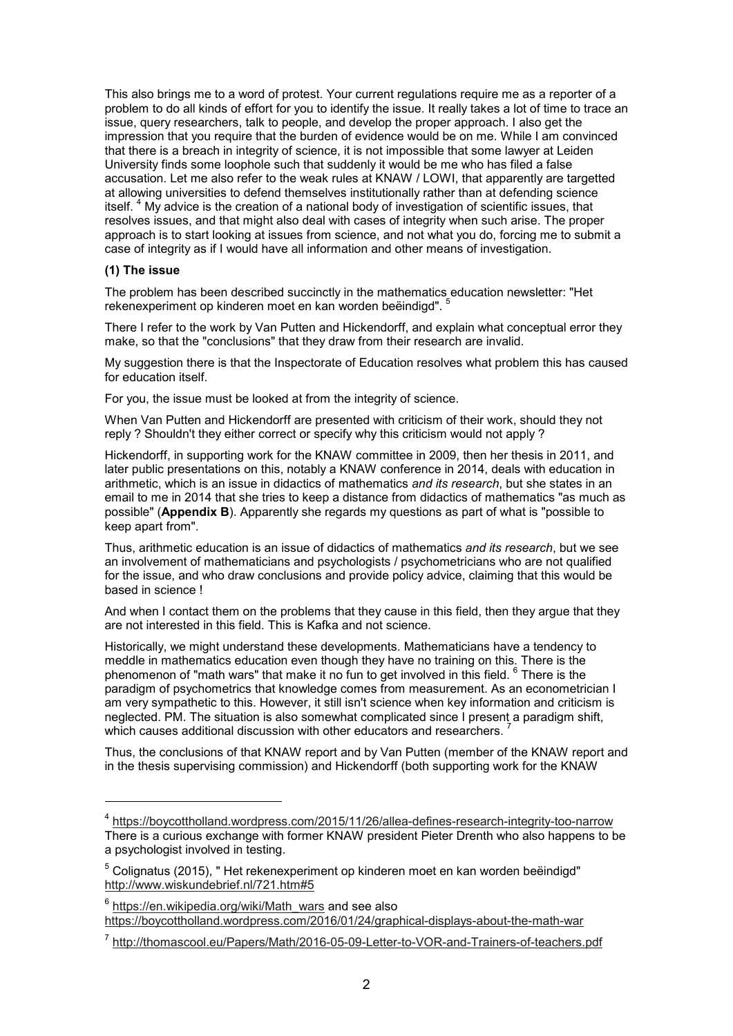This also brings me to a word of protest. Your current regulations require me as a reporter of a problem to do all kinds of effort for you to identify the issue. It really takes a lot of time to trace an issue, query researchers, talk to people, and develop the proper approach. I also get the impression that you require that the burden of evidence would be on me. While I am convinced that there is a breach in integrity of science, it is not impossible that some lawyer at Leiden University finds some loophole such that suddenly it would be me who has filed a false accusation. Let me also refer to the weak rules at KNAW / LOWI, that apparently are targetted at allowing universities to defend themselves institutionally rather than at defending science itself. [4] My advice is the creation of a national body of investigation of scientific issues, that resolves issues, and that might also deal with cases of integrity when such arise. The proper approach is to start looking at issues from science, and not what you do, forcing me to submit a case of integrity as if I would have all information and other means of investigation.

**(1) The issue**

The problem has been described succinctly in the mathematics education newsletter: "Het rekenexperiment op kinderen moet en kan worden beëindigd". [5]

There I refer to the work by Van Putten and Hickendorff, and explain what conceptual error they make, so that the "conclusions" that they draw from their research are invalid.

My suggestion there is that the Inspectorate of Education resolves what problem this has caused for education itself.

For you, the issue must be looked at from the integrity of science.

When Van Putten and Hickendorff are presented with criticism of their work, should they not reply ? Shouldn't they either correct or specify why this criticism would not apply ?

Hickendorff, in supporting work for the KNAW committee in 2009, then her thesis in 2011, and later public presentations on this, notably a KNAW conference in 2014, deals with education in arithmetic, which is an issue in didactics of mathematics *and its research*, but she states in an email to me in 2014 that she tries to keep a distance from didactics of mathematics "as much as possible" (**Appendix B**). Apparently she regards my questions as part of what is "possible to keep apart from".

Thus, arithmetic education is an issue of didactics of mathematics *and its research*, but we see an involvement of mathematicians and psychologists / psychometricians who are not qualified for the issue, and who draw conclusions and provide policy advice, claiming that this would be based in science !

And when I contact them on the problems that they cause in this field, then they argue that they are not interested in this field. This is Kafka and not science.

Historically, we might understand these developments. Mathematicians have a tendency to meddle in mathematics education even though they have no training on this. There is the phenomenon of "math wars" that make it no fun to get involved in this field. [6] There is the paradigm of psychometrics that knowledge comes from measurement. As an econometrician I am very sympathetic to this. However, it still isn't science when key information and criticism is neglected. PM. The situation is also somewhat complicated since I present a paradigm shift, which causes additional discussion with other educators and researchers. [7]

Thus, the conclusions of that KNAW report and by Van Putten (member of the KNAW report and in the thesis supervising commission) and Hickendorff (both supporting work for the KNAW

---

[4] https://boycottholland.wordpress.com/2015/11/26/allea-defines-research-integrity-too-narrow There is a curious exchange with former KNAW president Pieter Drenth who also happens to be a psychologist involved in testing.

[5] Colignatus (2015), " Het rekenexperiment op kinderen moet en kan worden beëindigd" http://www.wiskundebrief.nl/721.htm#5

[6] https://en.wikipedia.org/wiki/Math_wars and see also https://boycottholland.wordpress.com/2016/01/24/graphical-displays-about-the-math-war

[7] http://thomascool.eu/Papers/Math/2016-05-09-Letter-to-VOR-and-Trainers-of-teachers.pdf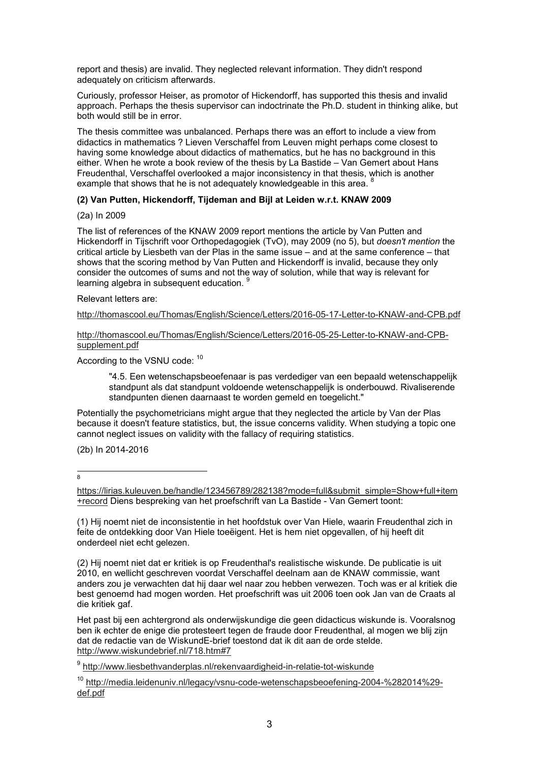report and thesis) are invalid. They neglected relevant information. They didn't respond adequately on criticism afterwards.

Curiously, professor Heiser, as promotor of Hickendorff, has supported this thesis and invalid approach. Perhaps the thesis supervisor can indoctrinate the Ph.D. student in thinking alike, but both would still be in error.

The thesis committee was unbalanced. Perhaps there was an effort to include a view from didactics in mathematics ? Lieven Verschaffel from Leuven might perhaps come closest to having some knowledge about didactics of mathematics, but he has no background in this either. When he wrote a book review of the thesis by La Bastide – Van Gemert about Hans Freudenthal, Verschaffel overlooked a major inconsistency in that thesis, which is another example that shows that he is not adequately knowledgeable in this area. [8]

**(2) Van Putten, Hickendorff, Tijdeman and Bijl at Leiden w.r.t. KNAW 2009**

(2a) In 2009

The list of references of the KNAW 2009 report mentions the article by Van Putten and Hickendorff in Tijschrift voor Orthopedagogiek (TvO), may 2009 (no 5), but *doesn't mention* the critical article by Liesbeth van der Plas in the same issue – and at the same conference – that shows that the scoring method by Van Putten and Hickendorff is invalid, because they only consider the outcomes of sums and not the way of solution, while that way is relevant for learning algebra in subsequent education. [9]

Relevant letters are:

http://thomascool.eu/Thomas/English/Science/Letters/2016-05-17-Letter-to-KNAW-and-CPB.pdf

http://thomascool.eu/Thomas/English/Science/Letters/2016-05-25-Letter-to-KNAW-and-CPB-supplement.pdf

According to the VSNU code: [10]

> "4.5. Een wetenschapsbeoefenaar is pas verdediger van een bepaald wetenschappelijk standpunt als dat standpunt voldoende wetenschappelijk is onderbouwd. Rivaliserende standpunten dienen daarnaast te worden gemeld en toegelicht."

Potentially the psychometricians might argue that they neglected the article by Van der Plas because it doesn't feature statistics, but, the issue concerns validity. When studying a topic one cannot neglect issues on validity with the fallacy of requiring statistics.

(2b) In 2014-2016

---

[8] https://lirias.kuleuven.be/handle/123456789/282138?mode=full&submit_simple=Show+full+item+record Diens bespreking van het proefschrift van La Bastide - Van Gemert toont:

(1) Hij noemt niet de inconsistentie in het hoofdstuk over Van Hiele, waarin Freudenthal zich in feite de ontdekking door Van Hiele toeëigent. Het is hem niet opgevallen, of hij heeft dit onderdeel niet echt gelezen.

(2) Hij noemt niet dat er kritiek is op Freudenthal's realistische wiskunde. De publicatie is uit 2010, en wellicht geschreven voordat Verschaffel deelnam aan de KNAW commissie, want anders zou je verwachten dat hij daar wel naar zou hebben verwezen. Toch was er al kritiek die best genoemd had mogen worden. Het proefschrift was uit 2006 toen ook Jan van de Craats al die kritiek gaf.

Het past bij een achtergrond als onderwijskundige die geen didacticus wiskunde is. Vooralsnog ben ik echter de enige die protesteert tegen de fraude door Freudenthal, al mogen we blij zijn dat de redactie van de WiskundE-brief toestond dat ik dit aan de orde stelde. http://www.wiskundebrief.nl/718.htm#7

[9] http://www.liesbethvanderplas.nl/rekenvaardigheid-in-relatie-tot-wiskunde

[10] http://media.leidenuniv.nl/legacy/vsnu-code-wetenschapsbeoefening-2004-%282014%29-def.pdf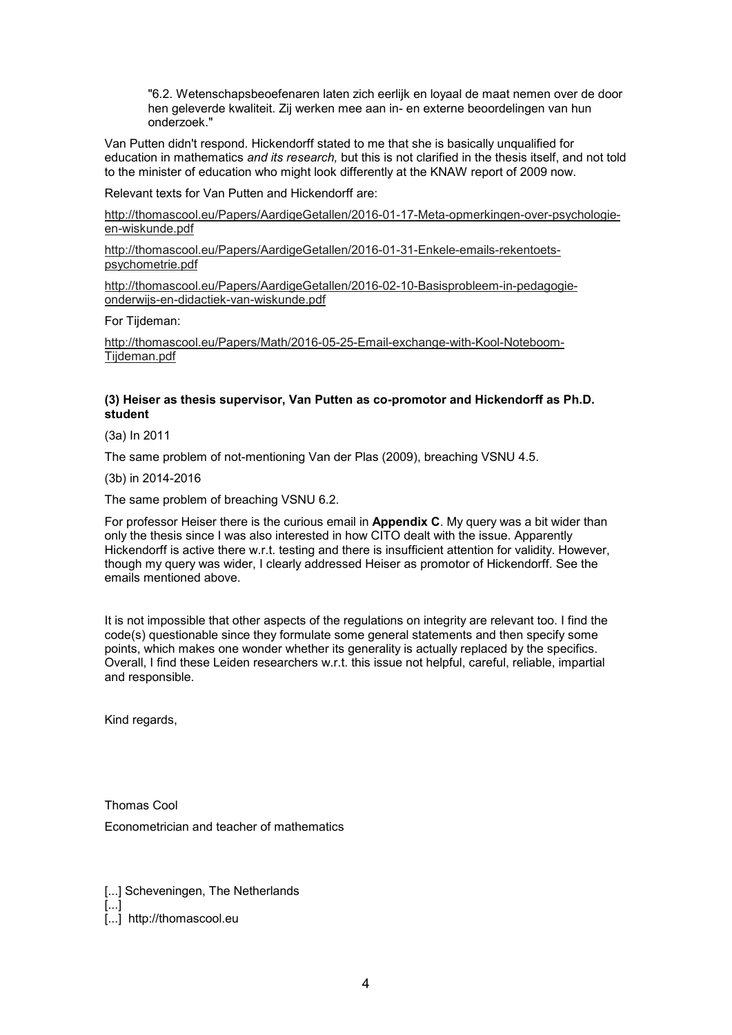> "6.2. Wetenschapsbeoefenaren laten zich eerlijk en loyaal de maat nemen over de door hen geleverde kwaliteit. Zij werken mee aan in- en externe beoordelingen van hun onderzoek."

Van Putten didn't respond. Hickendorff stated to me that she is basically unqualified for education in mathematics *and its research,* but this is not clarified in the thesis itself, and not told to the minister of education who might look differently at the KNAW report of 2009 now.

Relevant texts for Van Putten and Hickendorff are:

http://thomascool.eu/Papers/AardigeGetallen/2016-01-17-Meta-opmerkingen-over-psychologie-en-wiskunde.pdf

http://thomascool.eu/Papers/AardigeGetallen/2016-01-31-Enkele-emails-rekentoets-psychometrie.pdf

http://thomascool.eu/Papers/AardigeGetallen/2016-02-10-Basisprobleem-in-pedagogie-onderwijs-en-didactiek-van-wiskunde.pdf

For Tijdeman:

http://thomascool.eu/Papers/Math/2016-05-25-Email-exchange-with-Kool-Noteboom-Tijdeman.pdf

**(3) Heiser as thesis supervisor, Van Putten as co-promotor and Hickendorff as Ph.D. student**

(3a) In 2011

The same problem of not-mentioning Van der Plas (2009), breaching VSNU 4.5.

(3b) in 2014-2016

The same problem of breaching VSNU 6.2.

For professor Heiser there is the curious email in **Appendix C**. My query was a bit wider than only the thesis since I was also interested in how CITO dealt with the issue. Apparently Hickendorff is active there w.r.t. testing and there is insufficient attention for validity. However, though my query was wider, I clearly addressed Heiser as promotor of Hickendorff. See the emails mentioned above.

It is not impossible that other aspects of the regulations on integrity are relevant too. I find the code(s) questionable since they formulate some general statements and then specify some points, which makes one wonder whether its generality is actually replaced by the specifics. Overall, I find these Leiden researchers w.r.t. this issue not helpful, careful, reliable, impartial and responsible.

Kind regards,

Thomas Cool

Econometrician and teacher of mathematics

[...] Scheveningen, The Netherlands
[...]
[...] http://thomascool.eu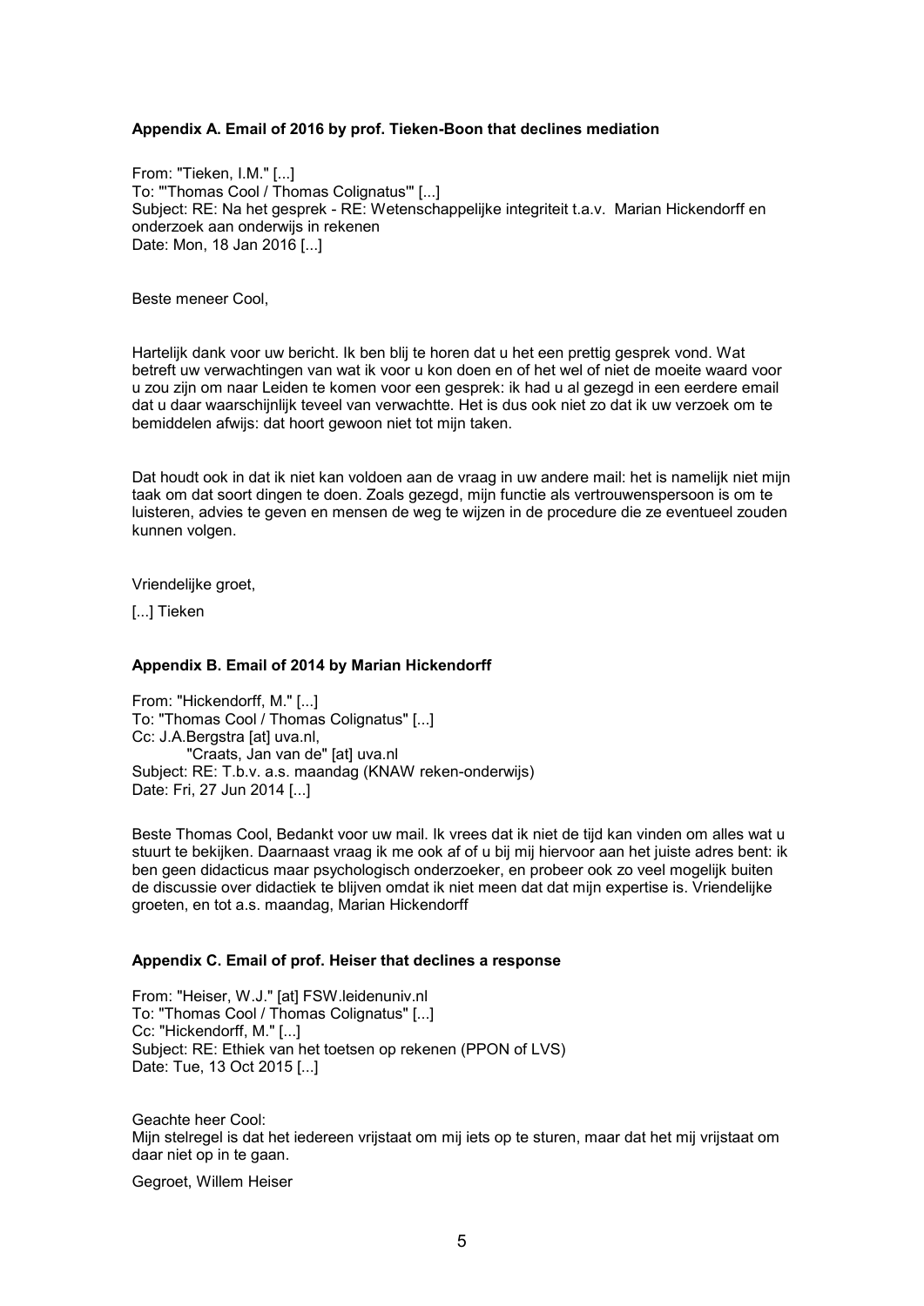**Appendix A. Email of 2016 by prof. Tieken-Boon that declines mediation**

From: "Tieken, I.M." [...]
To: "'Thomas Cool / Thomas Colignatus'" [...]
Subject: RE: Na het gesprek - RE: Wetenschappelijke integriteit t.a.v. Marian Hickendorff en onderzoek aan onderwijs in rekenen
Date: Mon, 18 Jan 2016 [...]

Beste meneer Cool,

Hartelijk dank voor uw bericht. Ik ben blij te horen dat u het een prettig gesprek vond. Wat betreft uw verwachtingen van wat ik voor u kon doen en of het wel of niet de moeite waard voor u zou zijn om naar Leiden te komen voor een gesprek: ik had u al gezegd in een eerdere email dat u daar waarschijnlijk teveel van verwachtte. Het is dus ook niet zo dat ik uw verzoek om te bemiddelen afwijs: dat hoort gewoon niet tot mijn taken.

Dat houdt ook in dat ik niet kan voldoen aan de vraag in uw andere mail: het is namelijk niet mijn taak om dat soort dingen te doen. Zoals gezegd, mijn functie als vertrouwenspersoon is om te luisteren, advies te geven en mensen de weg te wijzen in de procedure die ze eventueel zouden kunnen volgen.

Vriendelijke groet,

[...] Tieken

**Appendix B. Email of 2014 by Marian Hickendorff**

From: "Hickendorff, M." [...]
To: "Thomas Cool / Thomas Colignatus" [...]
Cc: J.A.Bergstra [at] uva.nl,
"Craats, Jan van de" [at] uva.nl
Subject: RE: T.b.v. a.s. maandag (KNAW reken-onderwijs)
Date: Fri, 27 Jun 2014 [...]

Beste Thomas Cool, Bedankt voor uw mail. Ik vrees dat ik niet de tijd kan vinden om alles wat u stuurt te bekijken. Daarnaast vraag ik me ook af of u bij mij hiervoor aan het juiste adres bent: ik ben geen didacticus maar psychologisch onderzoeker, en probeer ook zo veel mogelijk buiten de discussie over didactiek te blijven omdat ik niet meen dat dat mijn expertise is. Vriendelijke groeten, en tot a.s. maandag, Marian Hickendorff

**Appendix C. Email of prof. Heiser that declines a response**

From: "Heiser, W.J." [at] FSW.leidenuniv.nl
To: "Thomas Cool / Thomas Colignatus" [...]
Cc: "Hickendorff, M." [...]
Subject: RE: Ethiek van het toetsen op rekenen (PPON of LVS)
Date: Tue, 13 Oct 2015 [...]

Geachte heer Cool:
Mijn stelregel is dat het iedereen vrijstaat om mij iets op te sturen, maar dat het mij vrijstaat om daar niet op in te gaan.

Gegroet, Willem Heiser